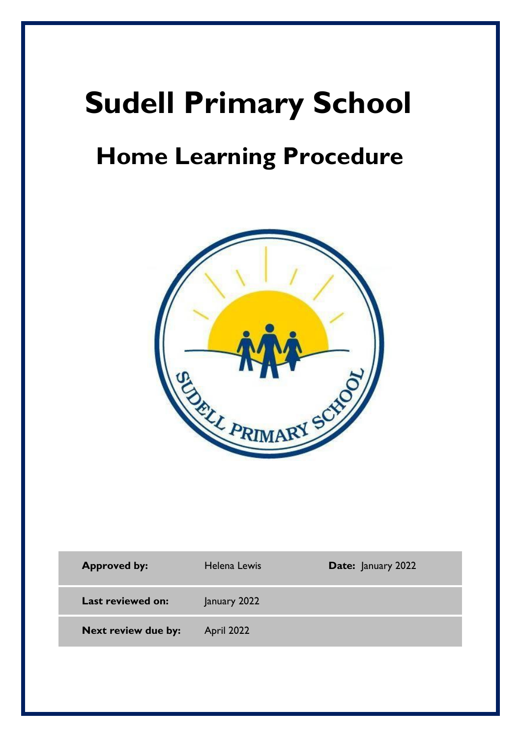# Sudell Primary School

## Home Learning Procedure

| Approved by: | Helena Lewis | Date: January 2022 |
|---|---|---|
| Last reviewed on: | January 2022 | |
| Next review due by: | April 2022 | |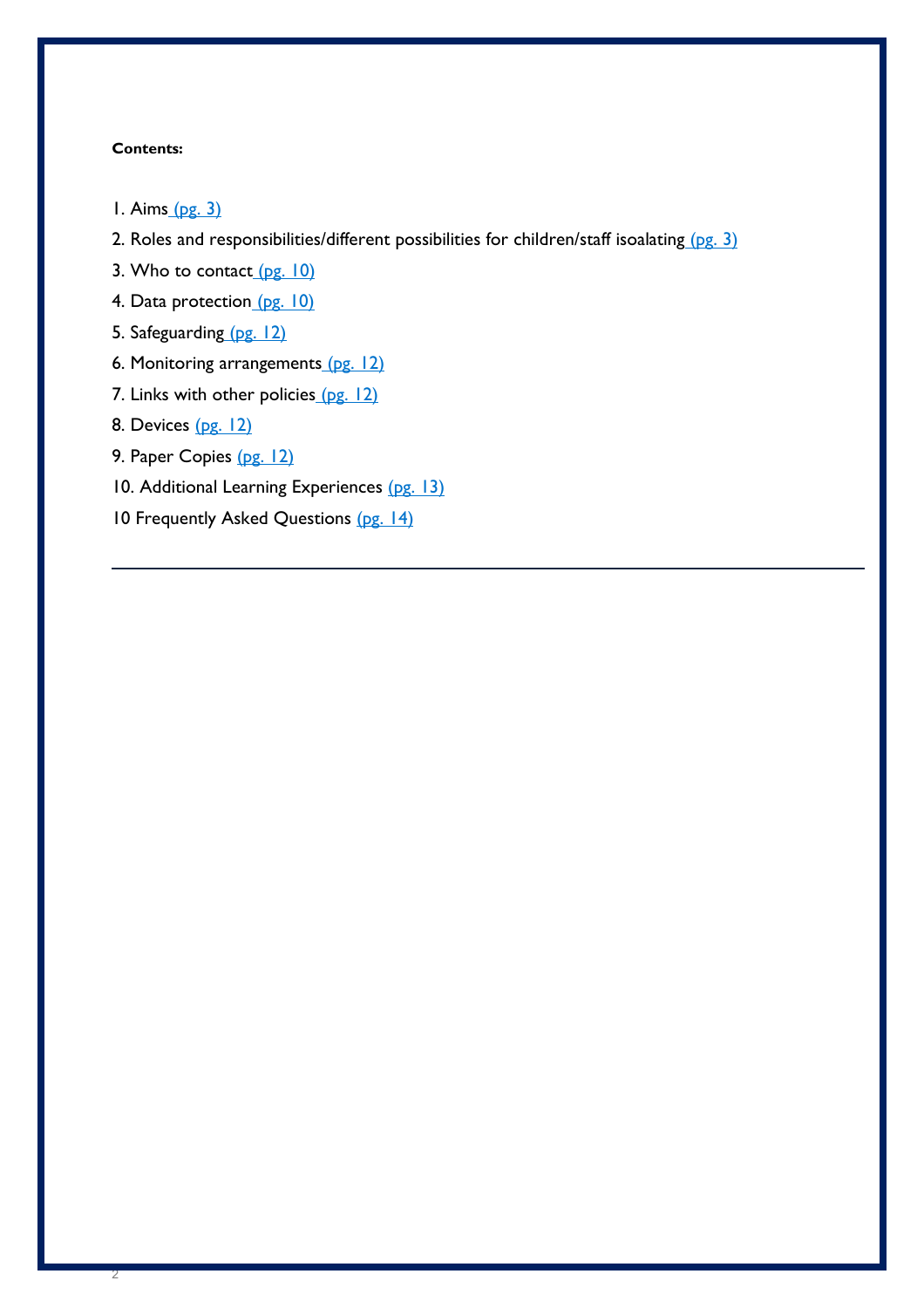**Contents:**

1. Aims (pg. 3)
2. Roles and responsibilities/different possibilities for children/staff isoalating (pg. 3)
3. Who to contact (pg. 10)
4. Data protection (pg. 10)
5. Safeguarding (pg. 12)
6. Monitoring arrangements (pg. 12)
7. Links with other policies (pg. 12)
8. Devices (pg. 12)
9. Paper Copies (pg. 12)
10. Additional Learning Experiences (pg. 13)

10 Frequently Asked Questions (pg. 14)

---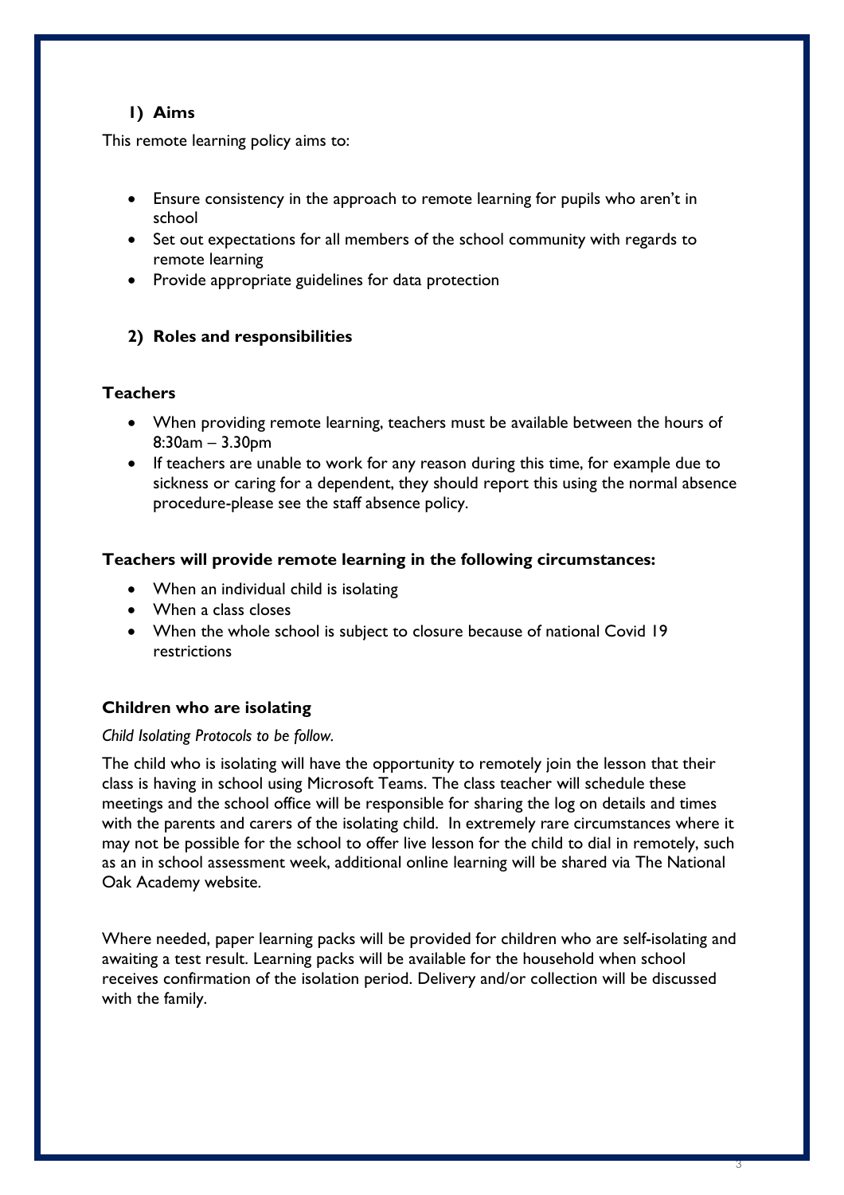## 1) Aims

This remote learning policy aims to:

- Ensure consistency in the approach to remote learning for pupils who aren't in school
- Set out expectations for all members of the school community with regards to remote learning
- Provide appropriate guidelines for data protection

## 2) Roles and responsibilities

### Teachers

- When providing remote learning, teachers must be available between the hours of 8:30am – 3.30pm
- If teachers are unable to work for any reason during this time, for example due to sickness or caring for a dependent, they should report this using the normal absence procedure-please see the staff absence policy.

### Teachers will provide remote learning in the following circumstances:

- When an individual child is isolating
- When a class closes
- When the whole school is subject to closure because of national Covid 19 restrictions

### Children who are isolating

*Child Isolating Protocols to be follow.*

The child who is isolating will have the opportunity to remotely join the lesson that their class is having in school using Microsoft Teams. The class teacher will schedule these meetings and the school office will be responsible for sharing the log on details and times with the parents and carers of the isolating child. In extremely rare circumstances where it may not be possible for the school to offer live lesson for the child to dial in remotely, such as an in school assessment week, additional online learning will be shared via The National Oak Academy website.

Where needed, paper learning packs will be provided for children who are self-isolating and awaiting a test result. Learning packs will be available for the household when school receives confirmation of the isolation period. Delivery and/or collection will be discussed with the family.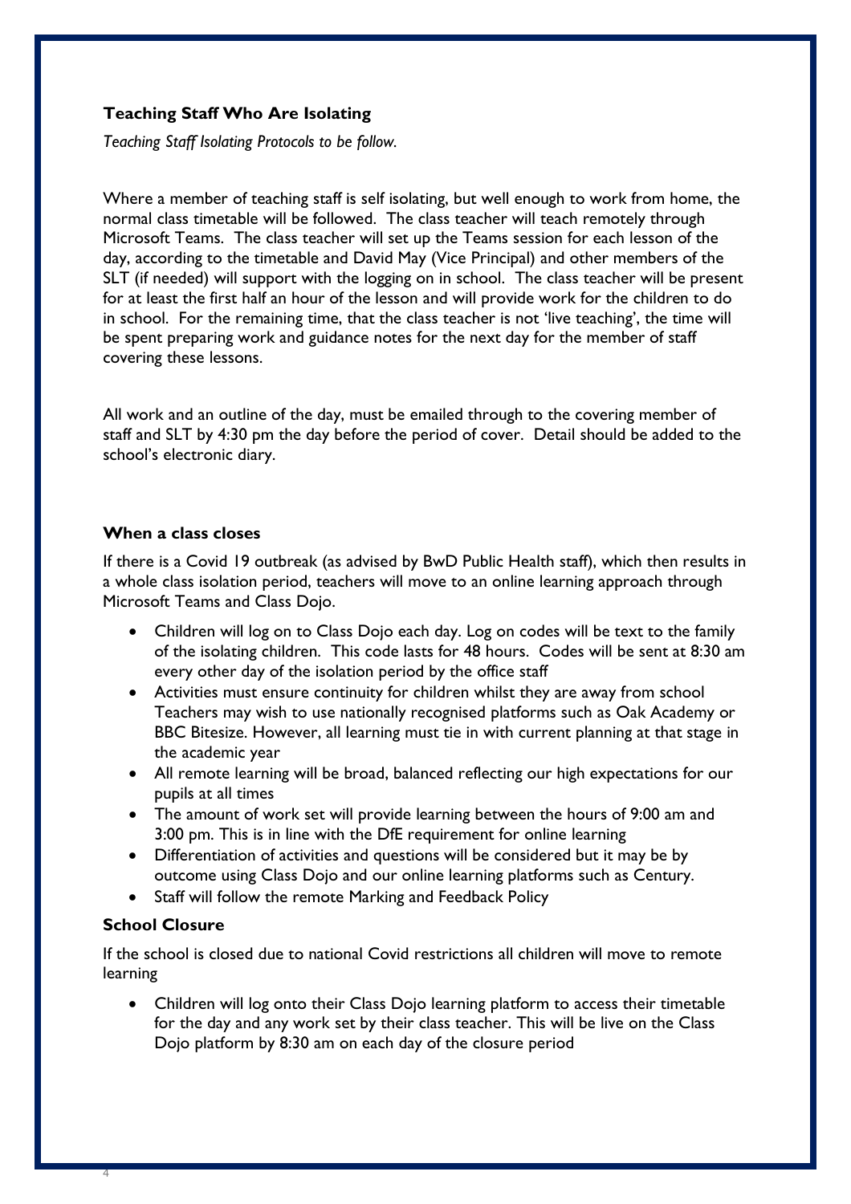### Teaching Staff Who Are Isolating

*Teaching Staff Isolating Protocols to be follow.*

Where a member of teaching staff is self isolating, but well enough to work from home, the normal class timetable will be followed. The class teacher will teach remotely through Microsoft Teams. The class teacher will set up the Teams session for each lesson of the day, according to the timetable and David May (Vice Principal) and other members of the SLT (if needed) will support with the logging on in school. The class teacher will be present for at least the first half an hour of the lesson and will provide work for the children to do in school. For the remaining time, that the class teacher is not 'live teaching', the time will be spent preparing work and guidance notes for the next day for the member of staff covering these lessons.

All work and an outline of the day, must be emailed through to the covering member of staff and SLT by 4:30 pm the day before the period of cover. Detail should be added to the school's electronic diary.

### When a class closes

If there is a Covid 19 outbreak (as advised by BwD Public Health staff), which then results in a whole class isolation period, teachers will move to an online learning approach through Microsoft Teams and Class Dojo.

- Children will log on to Class Dojo each day. Log on codes will be text to the family of the isolating children. This code lasts for 48 hours. Codes will be sent at 8:30 am every other day of the isolation period by the office staff
- Activities must ensure continuity for children whilst they are away from school Teachers may wish to use nationally recognised platforms such as Oak Academy or BBC Bitesize. However, all learning must tie in with current planning at that stage in the academic year
- All remote learning will be broad, balanced reflecting our high expectations for our pupils at all times
- The amount of work set will provide learning between the hours of 9:00 am and 3:00 pm. This is in line with the DfE requirement for online learning
- Differentiation of activities and questions will be considered but it may be by outcome using Class Dojo and our online learning platforms such as Century.
- Staff will follow the remote Marking and Feedback Policy

### School Closure

If the school is closed due to national Covid restrictions all children will move to remote learning

- Children will log onto their Class Dojo learning platform to access their timetable for the day and any work set by their class teacher. This will be live on the Class Dojo platform by 8:30 am on each day of the closure period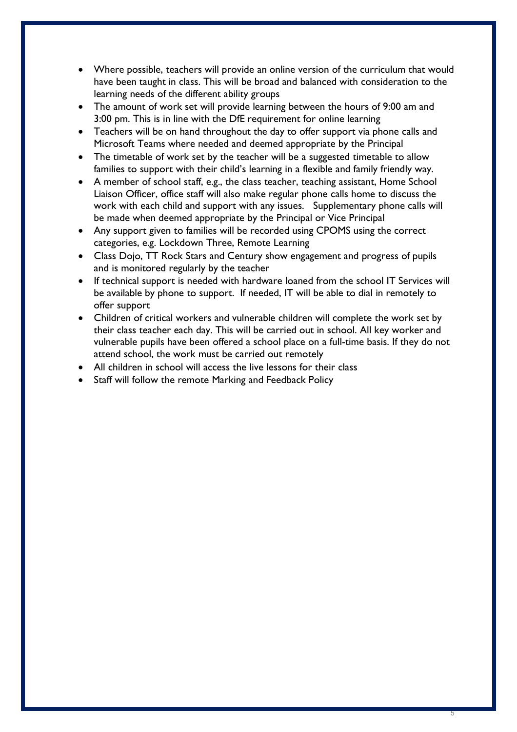- Where possible, teachers will provide an online version of the curriculum that would have been taught in class. This will be broad and balanced with consideration to the learning needs of the different ability groups
- The amount of work set will provide learning between the hours of 9:00 am and 3:00 pm. This is in line with the DfE requirement for online learning
- Teachers will be on hand throughout the day to offer support via phone calls and Microsoft Teams where needed and deemed appropriate by the Principal
- The timetable of work set by the teacher will be a suggested timetable to allow families to support with their child's learning in a flexible and family friendly way.
- A member of school staff, e.g., the class teacher, teaching assistant, Home School Liaison Officer, office staff will also make regular phone calls home to discuss the work with each child and support with any issues. Supplementary phone calls will be made when deemed appropriate by the Principal or Vice Principal
- Any support given to families will be recorded using CPOMS using the correct categories, e.g. Lockdown Three, Remote Learning
- Class Dojo, TT Rock Stars and Century show engagement and progress of pupils and is monitored regularly by the teacher
- If technical support is needed with hardware loaned from the school IT Services will be available by phone to support. If needed, IT will be able to dial in remotely to offer support
- Children of critical workers and vulnerable children will complete the work set by their class teacher each day. This will be carried out in school. All key worker and vulnerable pupils have been offered a school place on a full-time basis. If they do not attend school, the work must be carried out remotely
- All children in school will access the live lessons for their class
- Staff will follow the remote Marking and Feedback Policy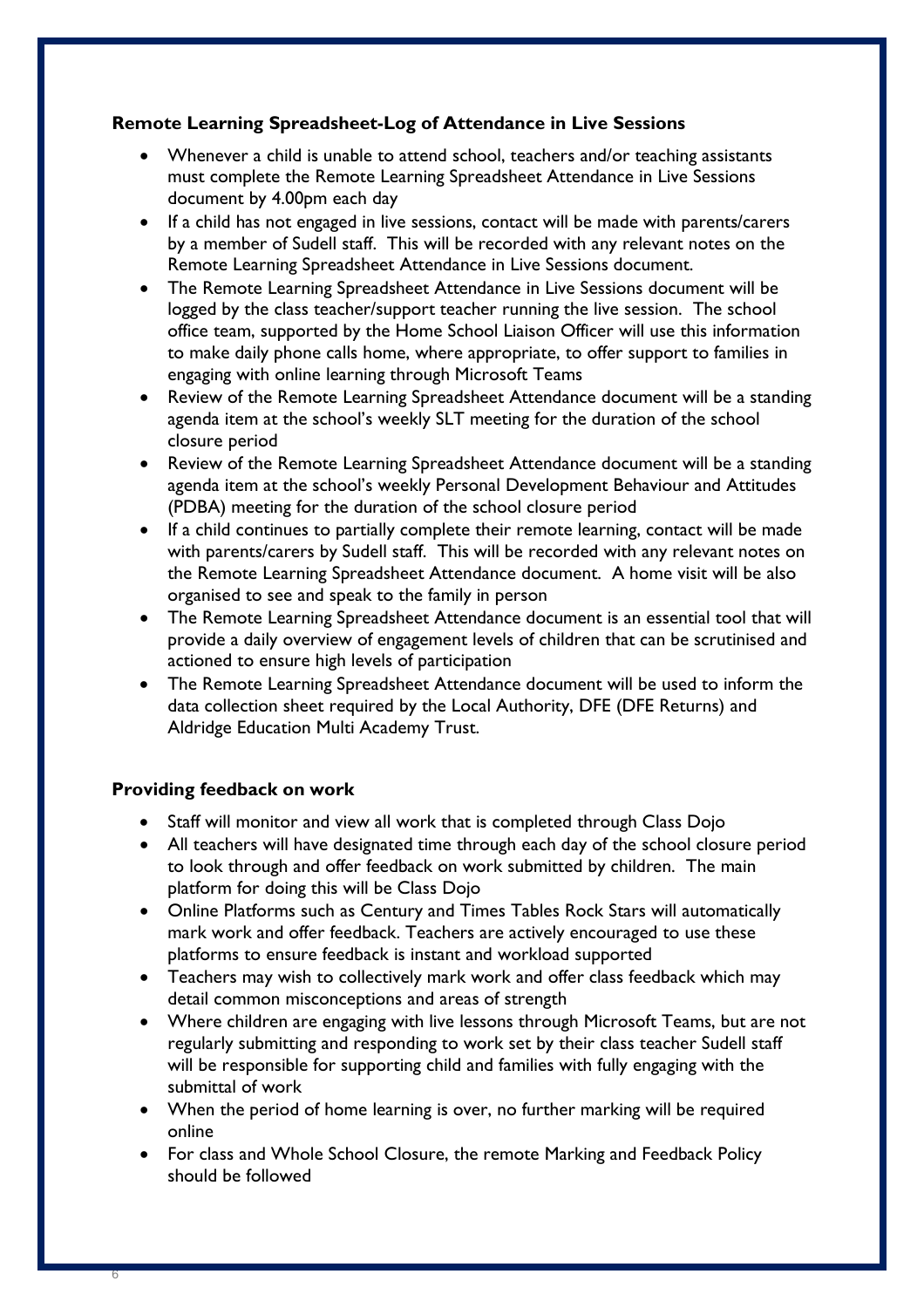**Remote Learning Spreadsheet-Log of Attendance in Live Sessions**

- Whenever a child is unable to attend school, teachers and/or teaching assistants must complete the Remote Learning Spreadsheet Attendance in Live Sessions document by 4.00pm each day
- If a child has not engaged in live sessions, contact will be made with parents/carers by a member of Sudell staff. This will be recorded with any relevant notes on the Remote Learning Spreadsheet Attendance in Live Sessions document.
- The Remote Learning Spreadsheet Attendance in Live Sessions document will be logged by the class teacher/support teacher running the live session. The school office team, supported by the Home School Liaison Officer will use this information to make daily phone calls home, where appropriate, to offer support to families in engaging with online learning through Microsoft Teams
- Review of the Remote Learning Spreadsheet Attendance document will be a standing agenda item at the school's weekly SLT meeting for the duration of the school closure period
- Review of the Remote Learning Spreadsheet Attendance document will be a standing agenda item at the school's weekly Personal Development Behaviour and Attitudes (PDBA) meeting for the duration of the school closure period
- If a child continues to partially complete their remote learning, contact will be made with parents/carers by Sudell staff. This will be recorded with any relevant notes on the Remote Learning Spreadsheet Attendance document. A home visit will be also organised to see and speak to the family in person
- The Remote Learning Spreadsheet Attendance document is an essential tool that will provide a daily overview of engagement levels of children that can be scrutinised and actioned to ensure high levels of participation
- The Remote Learning Spreadsheet Attendance document will be used to inform the data collection sheet required by the Local Authority, DFE (DFE Returns) and Aldridge Education Multi Academy Trust.

**Providing feedback on work**

- Staff will monitor and view all work that is completed through Class Dojo
- All teachers will have designated time through each day of the school closure period to look through and offer feedback on work submitted by children. The main platform for doing this will be Class Dojo
- Online Platforms such as Century and Times Tables Rock Stars will automatically mark work and offer feedback. Teachers are actively encouraged to use these platforms to ensure feedback is instant and workload supported
- Teachers may wish to collectively mark work and offer class feedback which may detail common misconceptions and areas of strength
- Where children are engaging with live lessons through Microsoft Teams, but are not regularly submitting and responding to work set by their class teacher Sudell staff will be responsible for supporting child and families with fully engaging with the submittal of work
- When the period of home learning is over, no further marking will be required online
- For class and Whole School Closure, the remote Marking and Feedback Policy should be followed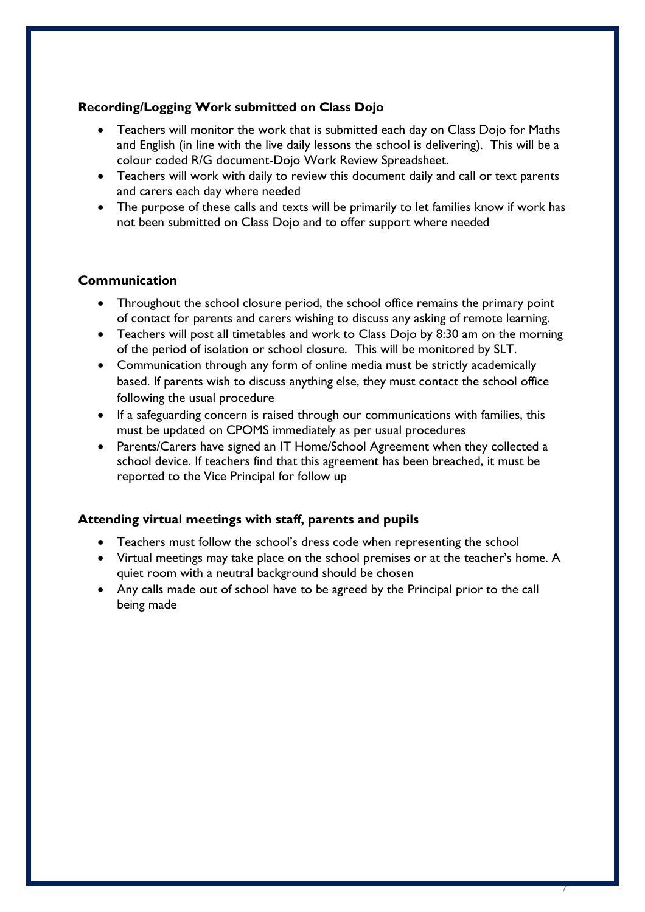**Recording/Logging Work submitted on Class Dojo**

- Teachers will monitor the work that is submitted each day on Class Dojo for Maths and English (in line with the live daily lessons the school is delivering). This will be a colour coded R/G document-Dojo Work Review Spreadsheet.
- Teachers will work with daily to review this document daily and call or text parents and carers each day where needed
- The purpose of these calls and texts will be primarily to let families know if work has not been submitted on Class Dojo and to offer support where needed

**Communication**

- Throughout the school closure period, the school office remains the primary point of contact for parents and carers wishing to discuss any asking of remote learning.
- Teachers will post all timetables and work to Class Dojo by 8:30 am on the morning of the period of isolation or school closure. This will be monitored by SLT.
- Communication through any form of online media must be strictly academically based. If parents wish to discuss anything else, they must contact the school office following the usual procedure
- If a safeguarding concern is raised through our communications with families, this must be updated on CPOMS immediately as per usual procedures
- Parents/Carers have signed an IT Home/School Agreement when they collected a school device. If teachers find that this agreement has been breached, it must be reported to the Vice Principal for follow up

**Attending virtual meetings with staff, parents and pupils**

- Teachers must follow the school's dress code when representing the school
- Virtual meetings may take place on the school premises or at the teacher's home. A quiet room with a neutral background should be chosen
- Any calls made out of school have to be agreed by the Principal prior to the call being made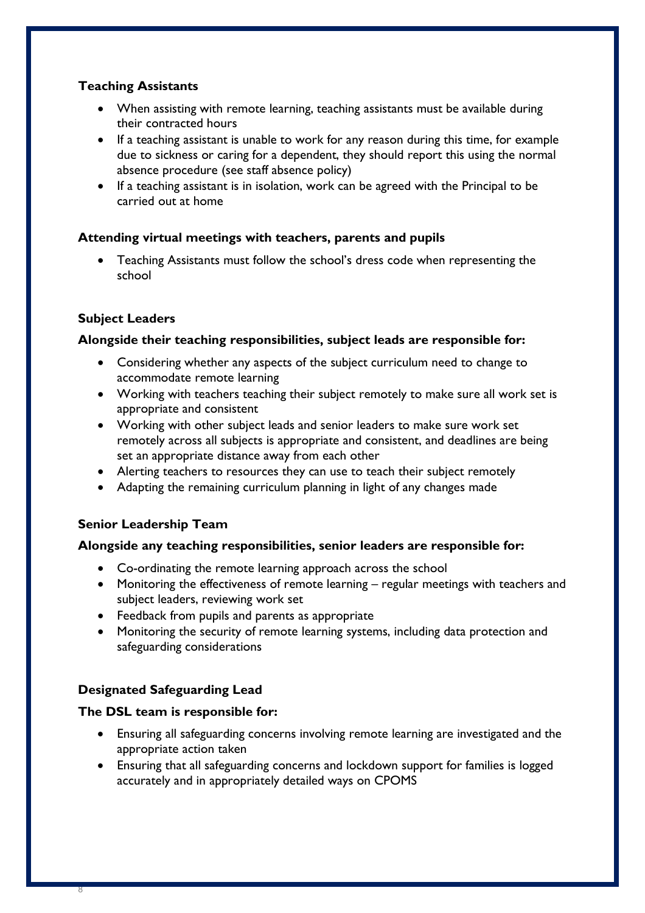**Teaching Assistants**

- When assisting with remote learning, teaching assistants must be available during their contracted hours
- If a teaching assistant is unable to work for any reason during this time, for example due to sickness or caring for a dependent, they should report this using the normal absence procedure (see staff absence policy)
- If a teaching assistant is in isolation, work can be agreed with the Principal to be carried out at home

**Attending virtual meetings with teachers, parents and pupils**

- Teaching Assistants must follow the school's dress code when representing the school

**Subject Leaders**

**Alongside their teaching responsibilities, subject leads are responsible for:**

- Considering whether any aspects of the subject curriculum need to change to accommodate remote learning
- Working with teachers teaching their subject remotely to make sure all work set is appropriate and consistent
- Working with other subject leads and senior leaders to make sure work set remotely across all subjects is appropriate and consistent, and deadlines are being set an appropriate distance away from each other
- Alerting teachers to resources they can use to teach their subject remotely
- Adapting the remaining curriculum planning in light of any changes made

**Senior Leadership Team**

**Alongside any teaching responsibilities, senior leaders are responsible for:**

- Co-ordinating the remote learning approach across the school
- Monitoring the effectiveness of remote learning – regular meetings with teachers and subject leaders, reviewing work set
- Feedback from pupils and parents as appropriate
- Monitoring the security of remote learning systems, including data protection and safeguarding considerations

**Designated Safeguarding Lead**

**The DSL team is responsible for:**

- Ensuring all safeguarding concerns involving remote learning are investigated and the appropriate action taken
- Ensuring that all safeguarding concerns and lockdown support for families is logged accurately and in appropriately detailed ways on CPOMS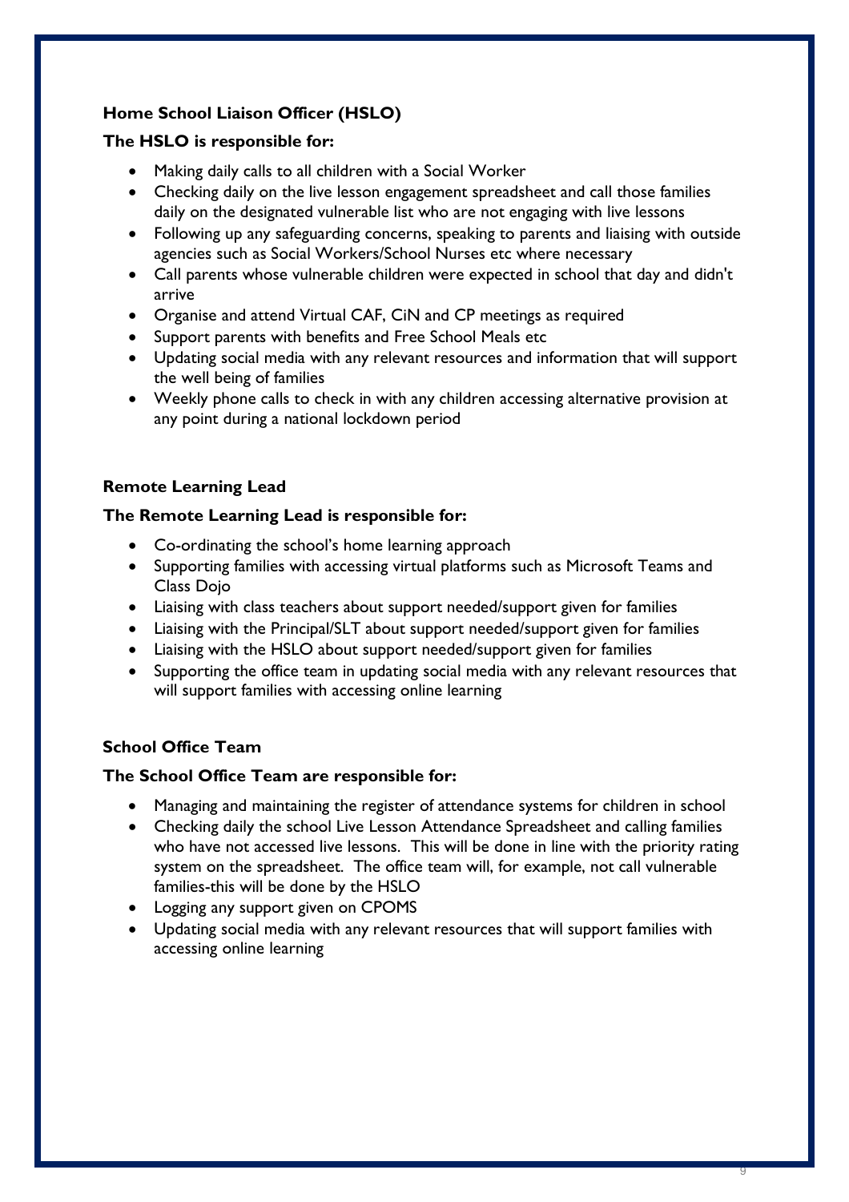**Home School Liaison Officer (HSLO)**

**The HSLO is responsible for:**

- Making daily calls to all children with a Social Worker
- Checking daily on the live lesson engagement spreadsheet and call those families daily on the designated vulnerable list who are not engaging with live lessons
- Following up any safeguarding concerns, speaking to parents and liaising with outside agencies such as Social Workers/School Nurses etc where necessary
- Call parents whose vulnerable children were expected in school that day and didn't arrive
- Organise and attend Virtual CAF, CiN and CP meetings as required
- Support parents with benefits and Free School Meals etc
- Updating social media with any relevant resources and information that will support the well being of families
- Weekly phone calls to check in with any children accessing alternative provision at any point during a national lockdown period

**Remote Learning Lead**

**The Remote Learning Lead is responsible for:**

- Co-ordinating the school's home learning approach
- Supporting families with accessing virtual platforms such as Microsoft Teams and Class Dojo
- Liaising with class teachers about support needed/support given for families
- Liaising with the Principal/SLT about support needed/support given for families
- Liaising with the HSLO about support needed/support given for families
- Supporting the office team in updating social media with any relevant resources that will support families with accessing online learning

**School Office Team**

**The School Office Team are responsible for:**

- Managing and maintaining the register of attendance systems for children in school
- Checking daily the school Live Lesson Attendance Spreadsheet and calling families who have not accessed live lessons. This will be done in line with the priority rating system on the spreadsheet. The office team will, for example, not call vulnerable families-this will be done by the HSLO
- Logging any support given on CPOMS
- Updating social media with any relevant resources that will support families with accessing online learning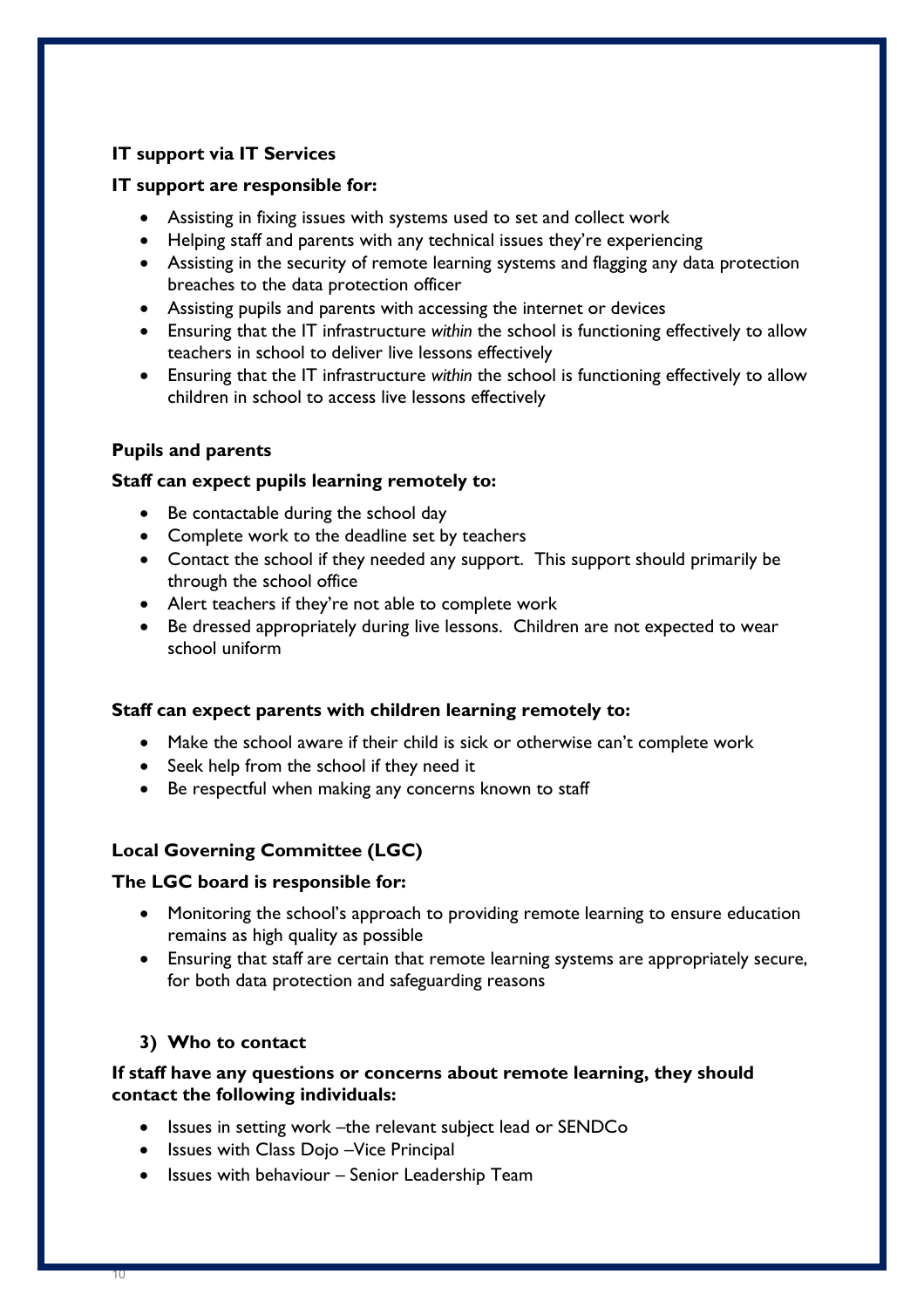**IT support via IT Services**

**IT support are responsible for:**

- Assisting in fixing issues with systems used to set and collect work
- Helping staff and parents with any technical issues they're experiencing
- Assisting in the security of remote learning systems and flagging any data protection breaches to the data protection officer
- Assisting pupils and parents with accessing the internet or devices
- Ensuring that the IT infrastructure *within* the school is functioning effectively to allow teachers in school to deliver live lessons effectively
- Ensuring that the IT infrastructure *within* the school is functioning effectively to allow children in school to access live lessons effectively

**Pupils and parents**

**Staff can expect pupils learning remotely to:**

- Be contactable during the school day
- Complete work to the deadline set by teachers
- Contact the school if they needed any support. This support should primarily be through the school office
- Alert teachers if they're not able to complete work
- Be dressed appropriately during live lessons. Children are not expected to wear school uniform

**Staff can expect parents with children learning remotely to:**

- Make the school aware if their child is sick or otherwise can't complete work
- Seek help from the school if they need it
- Be respectful when making any concerns known to staff

**Local Governing Committee (LGC)**

**The LGC board is responsible for:**

- Monitoring the school's approach to providing remote learning to ensure education remains as high quality as possible
- Ensuring that staff are certain that remote learning systems are appropriately secure, for both data protection and safeguarding reasons

**3) Who to contact**

**If staff have any questions or concerns about remote learning, they should contact the following individuals:**

- Issues in setting work –the relevant subject lead or SENDCo
- Issues with Class Dojo –Vice Principal
- Issues with behaviour – Senior Leadership Team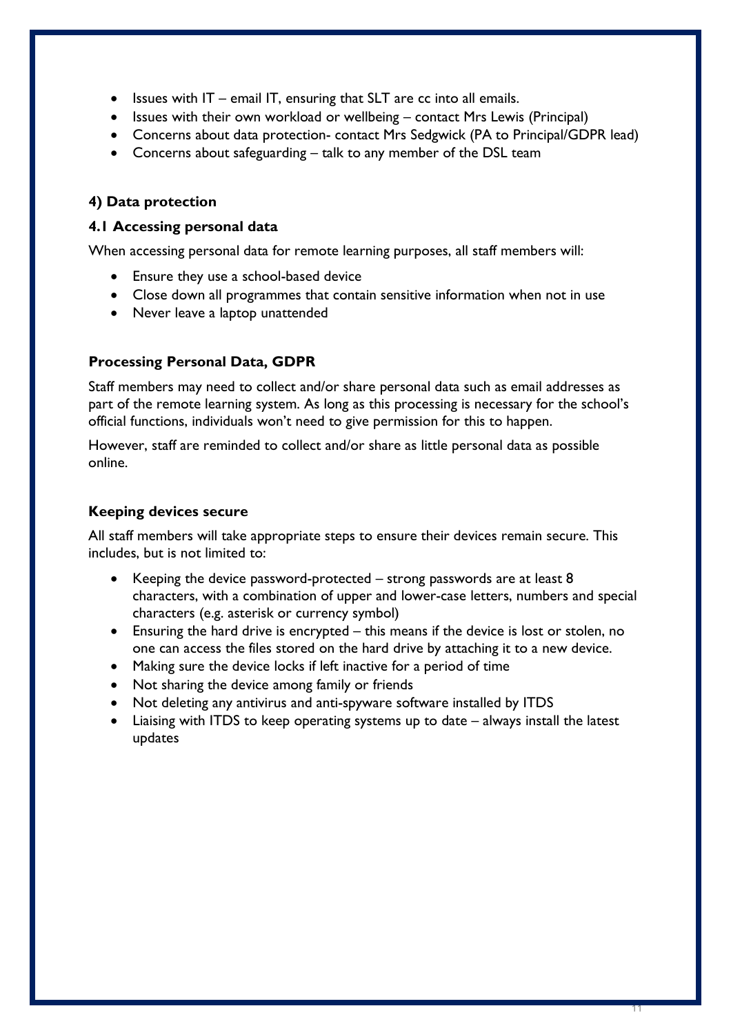- Issues with IT – email IT, ensuring that SLT are cc into all emails.
- Issues with their own workload or wellbeing – contact Mrs Lewis (Principal)
- Concerns about data protection- contact Mrs Sedgwick (PA to Principal/GDPR lead)
- Concerns about safeguarding – talk to any member of the DSL team

## 4) Data protection

### 4.1 Accessing personal data

When accessing personal data for remote learning purposes, all staff members will:

- Ensure they use a school-based device
- Close down all programmes that contain sensitive information when not in use
- Never leave a laptop unattended

### Processing Personal Data, GDPR

Staff members may need to collect and/or share personal data such as email addresses as part of the remote learning system. As long as this processing is necessary for the school's official functions, individuals won't need to give permission for this to happen.

However, staff are reminded to collect and/or share as little personal data as possible online.

### Keeping devices secure

All staff members will take appropriate steps to ensure their devices remain secure. This includes, but is not limited to:

- Keeping the device password-protected – strong passwords are at least 8 characters, with a combination of upper and lower-case letters, numbers and special characters (e.g. asterisk or currency symbol)
- Ensuring the hard drive is encrypted – this means if the device is lost or stolen, no one can access the files stored on the hard drive by attaching it to a new device.
- Making sure the device locks if left inactive for a period of time
- Not sharing the device among family or friends
- Not deleting any antivirus and anti-spyware software installed by ITDS
- Liaising with ITDS to keep operating systems up to date – always install the latest updates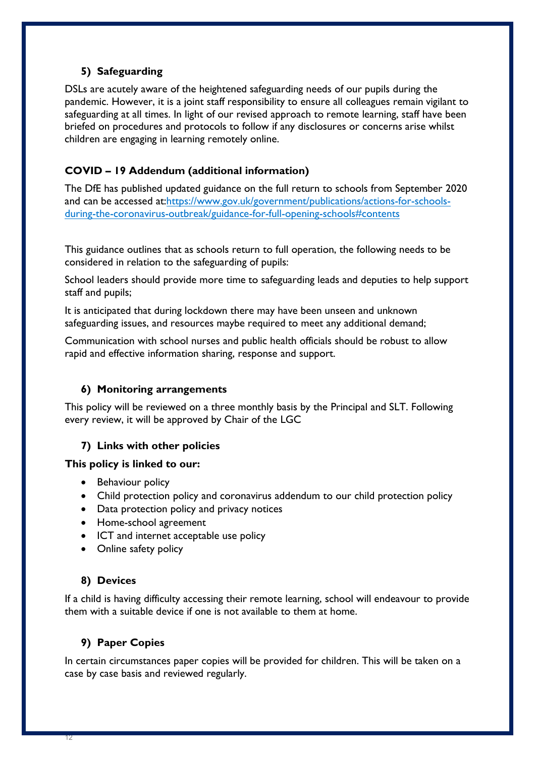### 5) Safeguarding

DSLs are acutely aware of the heightened safeguarding needs of our pupils during the pandemic. However, it is a joint staff responsibility to ensure all colleagues remain vigilant to safeguarding at all times. In light of our revised approach to remote learning, staff have been briefed on procedures and protocols to follow if any disclosures or concerns arise whilst children are engaging in learning remotely online.

**COVID – 19 Addendum (additional information)**

The DfE has published updated guidance on the full return to schools from September 2020 and can be accessed at:[https://www.gov.uk/government/publications/actions-for-schools-during-the-coronavirus-outbreak/guidance-for-full-opening-schools#contents](https://www.gov.uk/government/publications/actions-for-schools-during-the-coronavirus-outbreak/guidance-for-full-opening-schools#contents)

This guidance outlines that as schools return to full operation, the following needs to be considered in relation to the safeguarding of pupils:

School leaders should provide more time to safeguarding leads and deputies to help support staff and pupils;

It is anticipated that during lockdown there may have been unseen and unknown safeguarding issues, and resources maybe required to meet any additional demand;

Communication with school nurses and public health officials should be robust to allow rapid and effective information sharing, response and support.

### 6) Monitoring arrangements

This policy will be reviewed on a three monthly basis by the Principal and SLT. Following every review, it will be approved by Chair of the LGC

### 7) Links with other policies

**This policy is linked to our:**

- Behaviour policy
- Child protection policy and coronavirus addendum to our child protection policy
- Data protection policy and privacy notices
- Home-school agreement
- ICT and internet acceptable use policy
- Online safety policy

### 8) Devices

If a child is having difficulty accessing their remote learning, school will endeavour to provide them with a suitable device if one is not available to them at home.

### 9) Paper Copies

In certain circumstances paper copies will be provided for children. This will be taken on a case by case basis and reviewed regularly.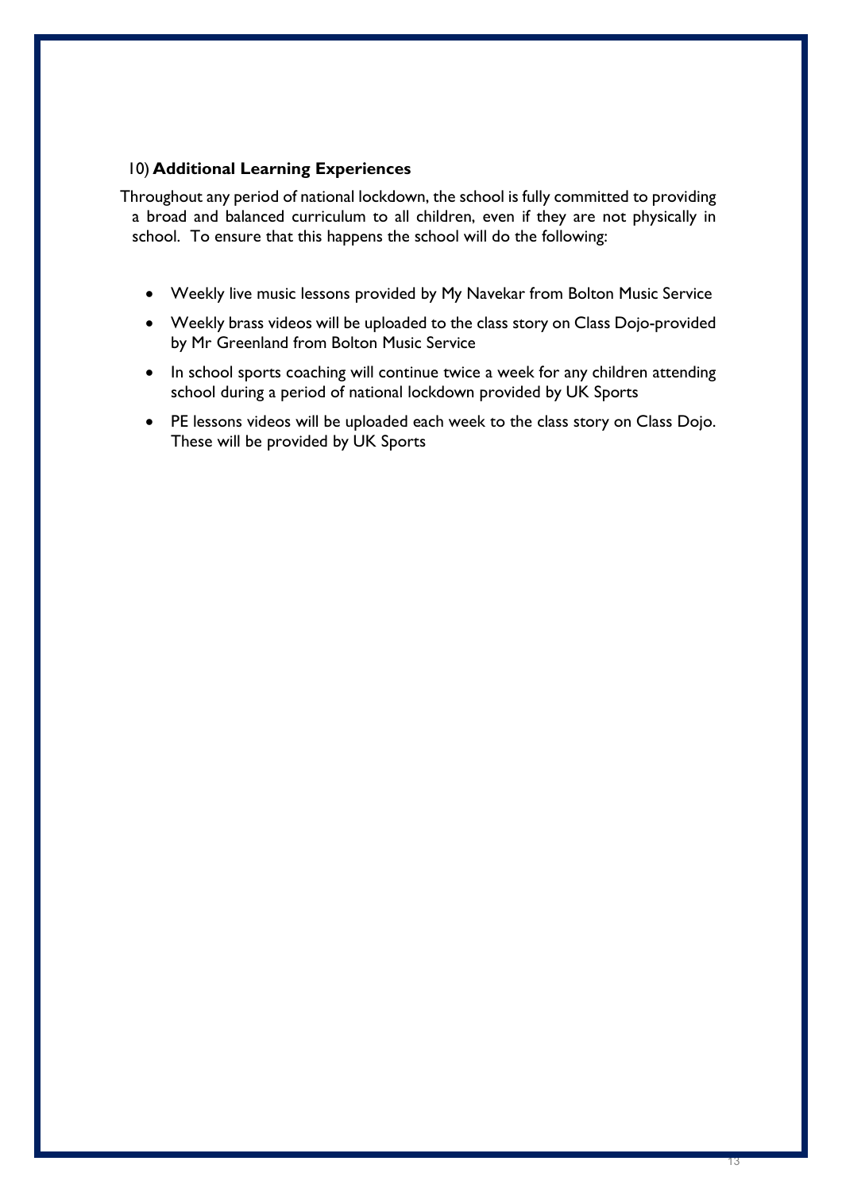## 10) Additional Learning Experiences

Throughout any period of national lockdown, the school is fully committed to providing a broad and balanced curriculum to all children, even if they are not physically in school. To ensure that this happens the school will do the following:

- Weekly live music lessons provided by My Navekar from Bolton Music Service
- Weekly brass videos will be uploaded to the class story on Class Dojo-provided by Mr Greenland from Bolton Music Service
- In school sports coaching will continue twice a week for any children attending school during a period of national lockdown provided by UK Sports
- PE lessons videos will be uploaded each week to the class story on Class Dojo. These will be provided by UK Sports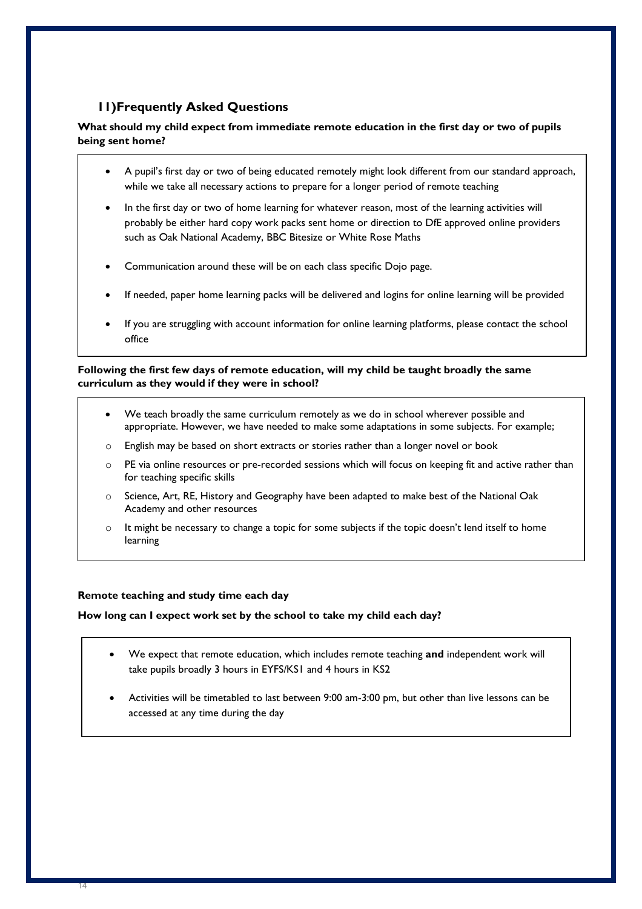## 11) Frequently Asked Questions

**What should my child expect from immediate remote education in the first day or two of pupils being sent home?**

- A pupil's first day or two of being educated remotely might look different from our standard approach, while we take all necessary actions to prepare for a longer period of remote teaching
- In the first day or two of home learning for whatever reason, most of the learning activities will probably be either hard copy work packs sent home or direction to DfE approved online providers such as Oak National Academy, BBC Bitesize or White Rose Maths
- Communication around these will be on each class specific Dojo page.
- If needed, paper home learning packs will be delivered and logins for online learning will be provided
- If you are struggling with account information for online learning platforms, please contact the school office

**Following the first few days of remote education, will my child be taught broadly the same curriculum as they would if they were in school?**

- We teach broadly the same curriculum remotely as we do in school wherever possible and appropriate. However, we have needed to make some adaptations in some subjects. For example;
  - English may be based on short extracts or stories rather than a longer novel or book
  - PE via online resources or pre-recorded sessions which will focus on keeping fit and active rather than for teaching specific skills
  - Science, Art, RE, History and Geography have been adapted to make best of the National Oak Academy and other resources
  - It might be necessary to change a topic for some subjects if the topic doesn't lend itself to home learning

**Remote teaching and study time each day**

**How long can I expect work set by the school to take my child each day?**

- We expect that remote education, which includes remote teaching **and** independent work will take pupils broadly 3 hours in EYFS/KS1 and 4 hours in KS2
- Activities will be timetabled to last between 9:00 am-3:00 pm, but other than live lessons can be accessed at any time during the day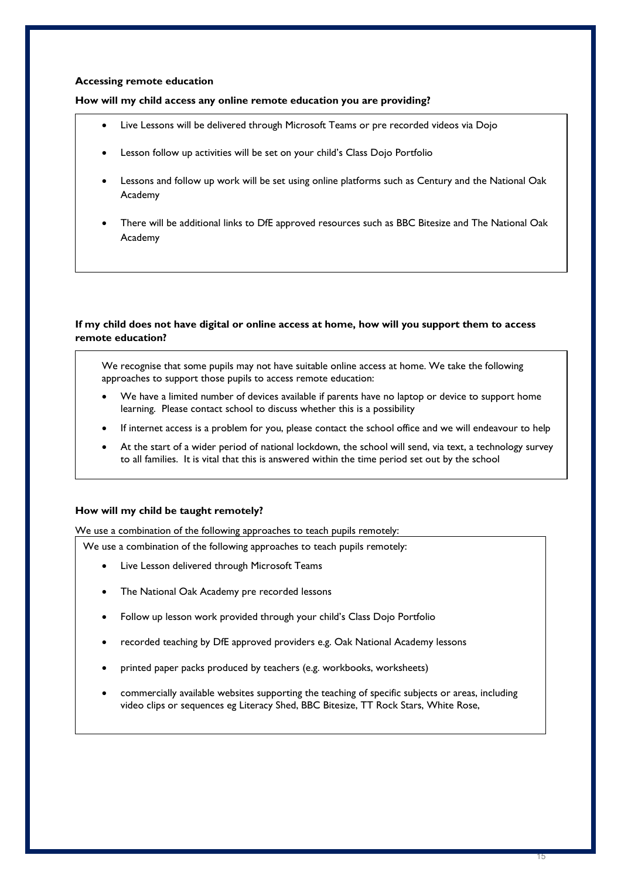**Accessing remote education**

**How will my child access any online remote education you are providing?**

- Live Lessons will be delivered through Microsoft Teams or pre recorded videos via Dojo
- Lesson follow up activities will be set on your child's Class Dojo Portfolio
- Lessons and follow up work will be set using online platforms such as Century and the National Oak Academy
- There will be additional links to DfE approved resources such as BBC Bitesize and The National Oak Academy

**If my child does not have digital or online access at home, how will you support them to access remote education?**

We recognise that some pupils may not have suitable online access at home. We take the following approaches to support those pupils to access remote education:

- We have a limited number of devices available if parents have no laptop or device to support home learning. Please contact school to discuss whether this is a possibility
- If internet access is a problem for you, please contact the school office and we will endeavour to help
- At the start of a wider period of national lockdown, the school will send, via text, a technology survey to all families. It is vital that this is answered within the time period set out by the school

**How will my child be taught remotely?**

We use a combination of the following approaches to teach pupils remotely:

We use a combination of the following approaches to teach pupils remotely:

- Live Lesson delivered through Microsoft Teams
- The National Oak Academy pre recorded lessons
- Follow up lesson work provided through your child's Class Dojo Portfolio
- recorded teaching by DfE approved providers e.g. Oak National Academy lessons
- printed paper packs produced by teachers (e.g. workbooks, worksheets)
- commercially available websites supporting the teaching of specific subjects or areas, including video clips or sequences eg Literacy Shed, BBC Bitesize, TT Rock Stars, White Rose,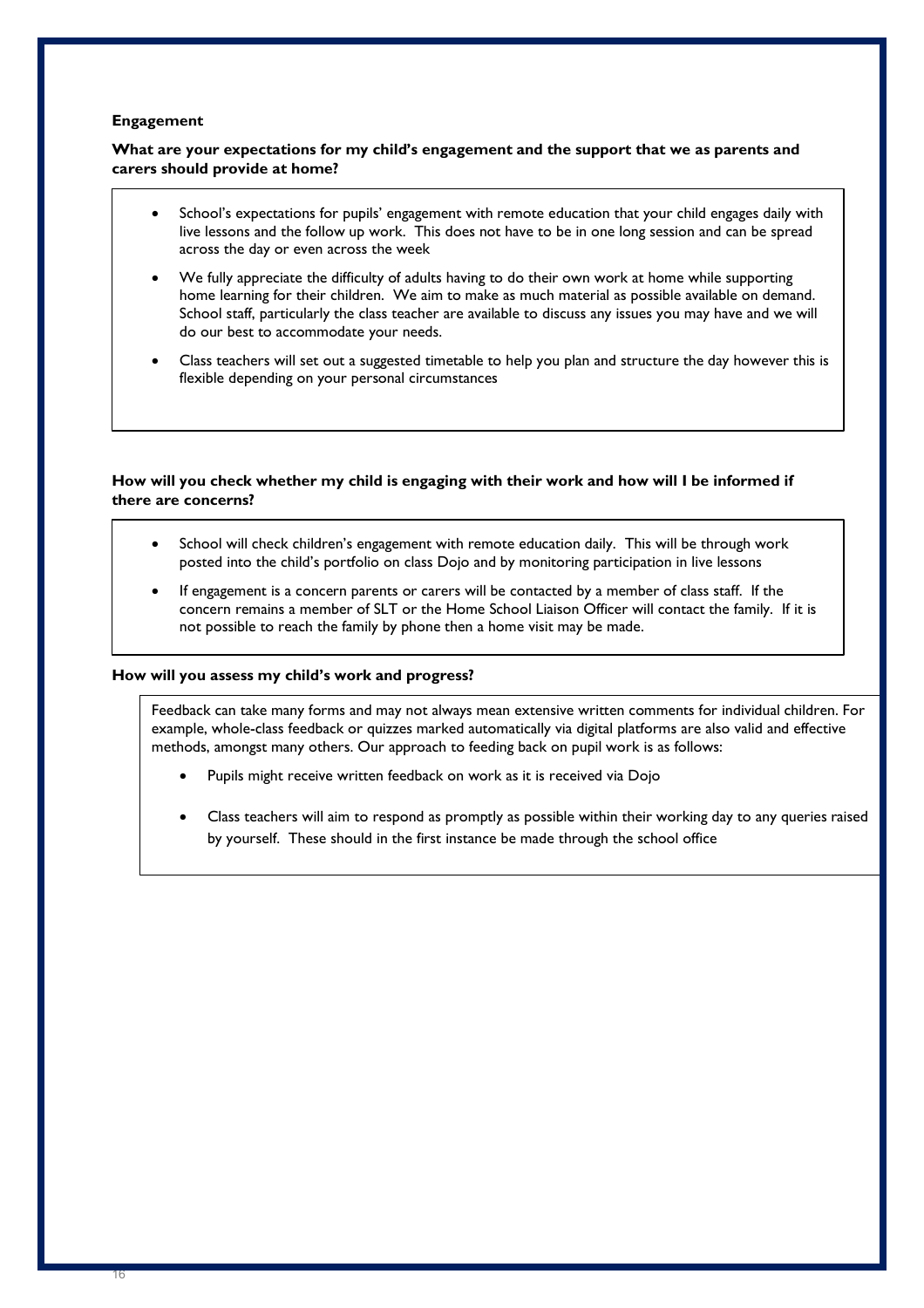**Engagement**

**What are your expectations for my child's engagement and the support that we as parents and carers should provide at home?**

- School's expectations for pupils' engagement with remote education that your child engages daily with live lessons and the follow up work. This does not have to be in one long session and can be spread across the day or even across the week
- We fully appreciate the difficulty of adults having to do their own work at home while supporting home learning for their children. We aim to make as much material as possible available on demand. School staff, particularly the class teacher are available to discuss any issues you may have and we will do our best to accommodate your needs.
- Class teachers will set out a suggested timetable to help you plan and structure the day however this is flexible depending on your personal circumstances

**How will you check whether my child is engaging with their work and how will I be informed if there are concerns?**

- School will check children's engagement with remote education daily. This will be through work posted into the child's portfolio on class Dojo and by monitoring participation in live lessons
- If engagement is a concern parents or carers will be contacted by a member of class staff. If the concern remains a member of SLT or the Home School Liaison Officer will contact the family. If it is not possible to reach the family by phone then a home visit may be made.

**How will you assess my child's work and progress?**

Feedback can take many forms and may not always mean extensive written comments for individual children. For example, whole-class feedback or quizzes marked automatically via digital platforms are also valid and effective methods, amongst many others. Our approach to feeding back on pupil work is as follows:

- Pupils might receive written feedback on work as it is received via Dojo
- Class teachers will aim to respond as promptly as possible within their working day to any queries raised by yourself. These should in the first instance be made through the school office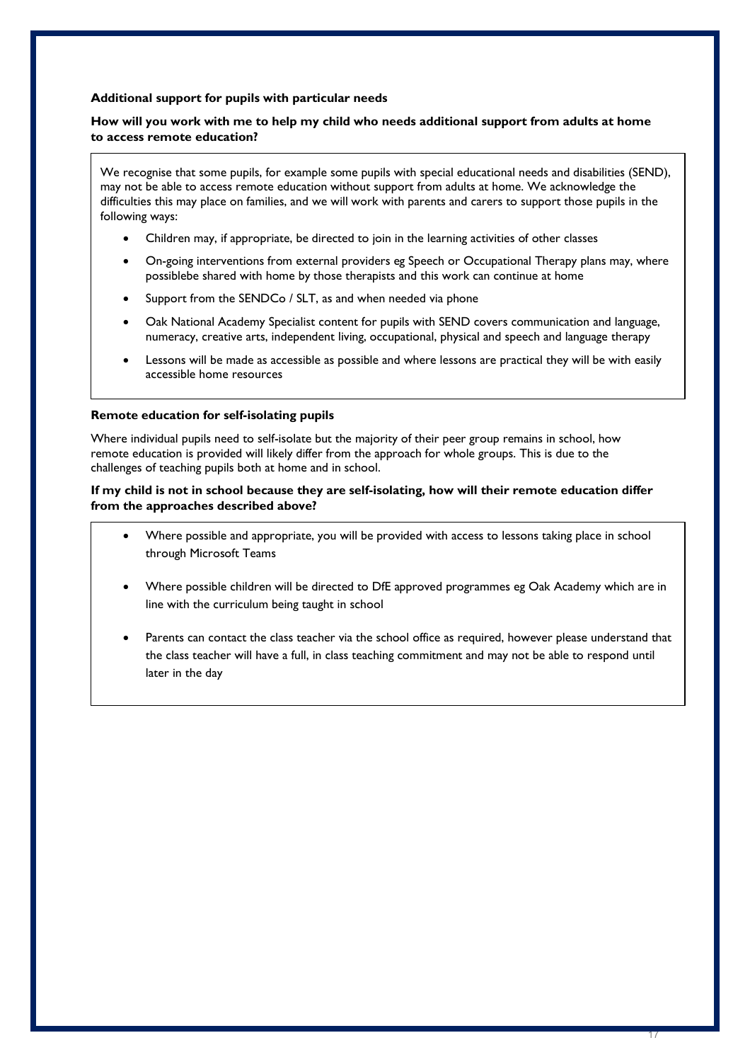**Additional support for pupils with particular needs**

**How will you work with me to help my child who needs additional support from adults at home to access remote education?**

We recognise that some pupils, for example some pupils with special educational needs and disabilities (SEND), may not be able to access remote education without support from adults at home. We acknowledge the difficulties this may place on families, and we will work with parents and carers to support those pupils in the following ways:

- Children may, if appropriate, be directed to join in the learning activities of other classes
- On-going interventions from external providers eg Speech or Occupational Therapy plans may, where possiblebe shared with home by those therapists and this work can continue at home
- Support from the SENDCo / SLT, as and when needed via phone
- Oak National Academy Specialist content for pupils with SEND covers communication and language, numeracy, creative arts, independent living, occupational, physical and speech and language therapy
- Lessons will be made as accessible as possible and where lessons are practical they will be with easily accessible home resources

**Remote education for self-isolating pupils**

Where individual pupils need to self-isolate but the majority of their peer group remains in school, how remote education is provided will likely differ from the approach for whole groups. This is due to the challenges of teaching pupils both at home and in school.

**If my child is not in school because they are self-isolating, how will their remote education differ from the approaches described above?**

- Where possible and appropriate, you will be provided with access to lessons taking place in school through Microsoft Teams
- Where possible children will be directed to DfE approved programmes eg Oak Academy which are in line with the curriculum being taught in school
- Parents can contact the class teacher via the school office as required, however please understand that the class teacher will have a full, in class teaching commitment and may not be able to respond until later in the day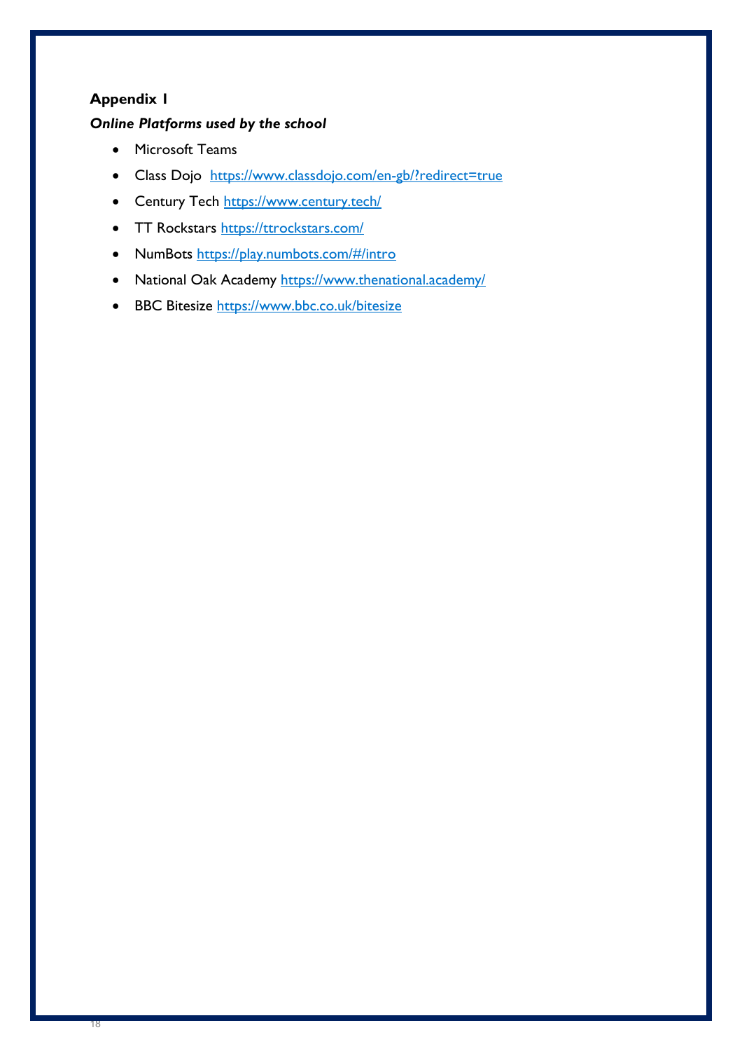**Appendix 1**

***Online Platforms used by the school***

- Microsoft Teams
- Class Dojo https://www.classdojo.com/en-gb/?redirect=true
- Century Tech https://www.century.tech/
- TT Rockstars https://ttrockstars.com/
- NumBots https://play.numbots.com/#/intro
- National Oak Academy https://www.thenational.academy/
- BBC Bitesize https://www.bbc.co.uk/bitesize